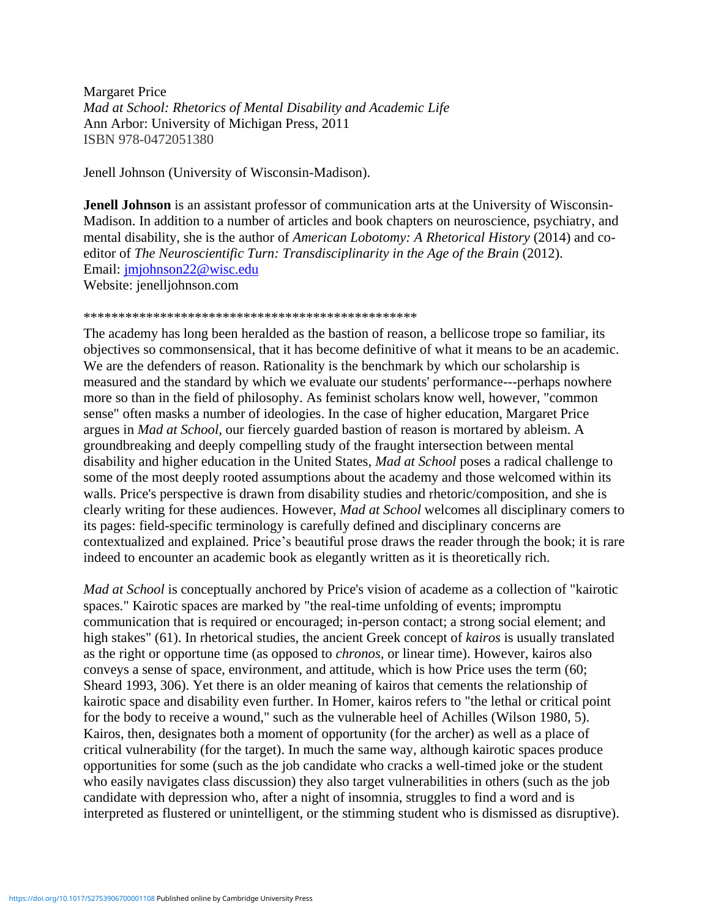Margaret Price
*Mad at School: Rhetorics of Mental Disability and Academic Life*
Ann Arbor: University of Michigan Press, 2011
ISBN 978-0472051380

Jenell Johnson (University of Wisconsin-Madison).

**Jenell Johnson** is an assistant professor of communication arts at the University of Wisconsin-Madison. In addition to a number of articles and book chapters on neuroscience, psychiatry, and mental disability, she is the author of *American Lobotomy: A Rhetorical History* (2014) and co-editor of *The Neuroscientific Turn: Transdisciplinarity in the Age of the Brain* (2012).
Email: jmjohnson22@wisc.edu
Website: jenelljohnson.com

\*\*\*\*\*\*\*\*\*\*\*\*\*\*\*\*\*\*\*\*\*\*\*\*\*\*\*\*\*\*\*\*\*\*\*\*\*\*\*\*\*\*\*\*\*\*\*\*

The academy has long been heralded as the bastion of reason, a bellicose trope so familiar, its objectives so commonsensical, that it has become definitive of what it means to be an academic. We are the defenders of reason. Rationality is the benchmark by which our scholarship is measured and the standard by which we evaluate our students' performance---perhaps nowhere more so than in the field of philosophy. As feminist scholars know well, however, "common sense" often masks a number of ideologies. In the case of higher education, Margaret Price argues in *Mad at School,* our fiercely guarded bastion of reason is mortared by ableism. A groundbreaking and deeply compelling study of the fraught intersection between mental disability and higher education in the United States, *Mad at School* poses a radical challenge to some of the most deeply rooted assumptions about the academy and those welcomed within its walls. Price's perspective is drawn from disability studies and rhetoric/composition, and she is clearly writing for these audiences. However, *Mad at School* welcomes all disciplinary comers to its pages: field-specific terminology is carefully defined and disciplinary concerns are contextualized and explained. Price's beautiful prose draws the reader through the book; it is rare indeed to encounter an academic book as elegantly written as it is theoretically rich.

*Mad at School* is conceptually anchored by Price's vision of academe as a collection of "kairotic spaces." Kairotic spaces are marked by "the real-time unfolding of events; impromptu communication that is required or encouraged; in-person contact; a strong social element; and high stakes" (61). In rhetorical studies, the ancient Greek concept of *kairos* is usually translated as the right or opportune time (as opposed to *chronos,* or linear time). However, kairos also conveys a sense of space, environment, and attitude, which is how Price uses the term (60; Sheard 1993, 306). Yet there is an older meaning of kairos that cements the relationship of kairotic space and disability even further. In Homer, kairos refers to "the lethal or critical point for the body to receive a wound," such as the vulnerable heel of Achilles (Wilson 1980, 5). Kairos, then, designates both a moment of opportunity (for the archer) as well as a place of critical vulnerability (for the target). In much the same way, although kairotic spaces produce opportunities for some (such as the job candidate who cracks a well-timed joke or the student who easily navigates class discussion) they also target vulnerabilities in others (such as the job candidate with depression who, after a night of insomnia, struggles to find a word and is interpreted as flustered or unintelligent, or the stimming student who is dismissed as disruptive).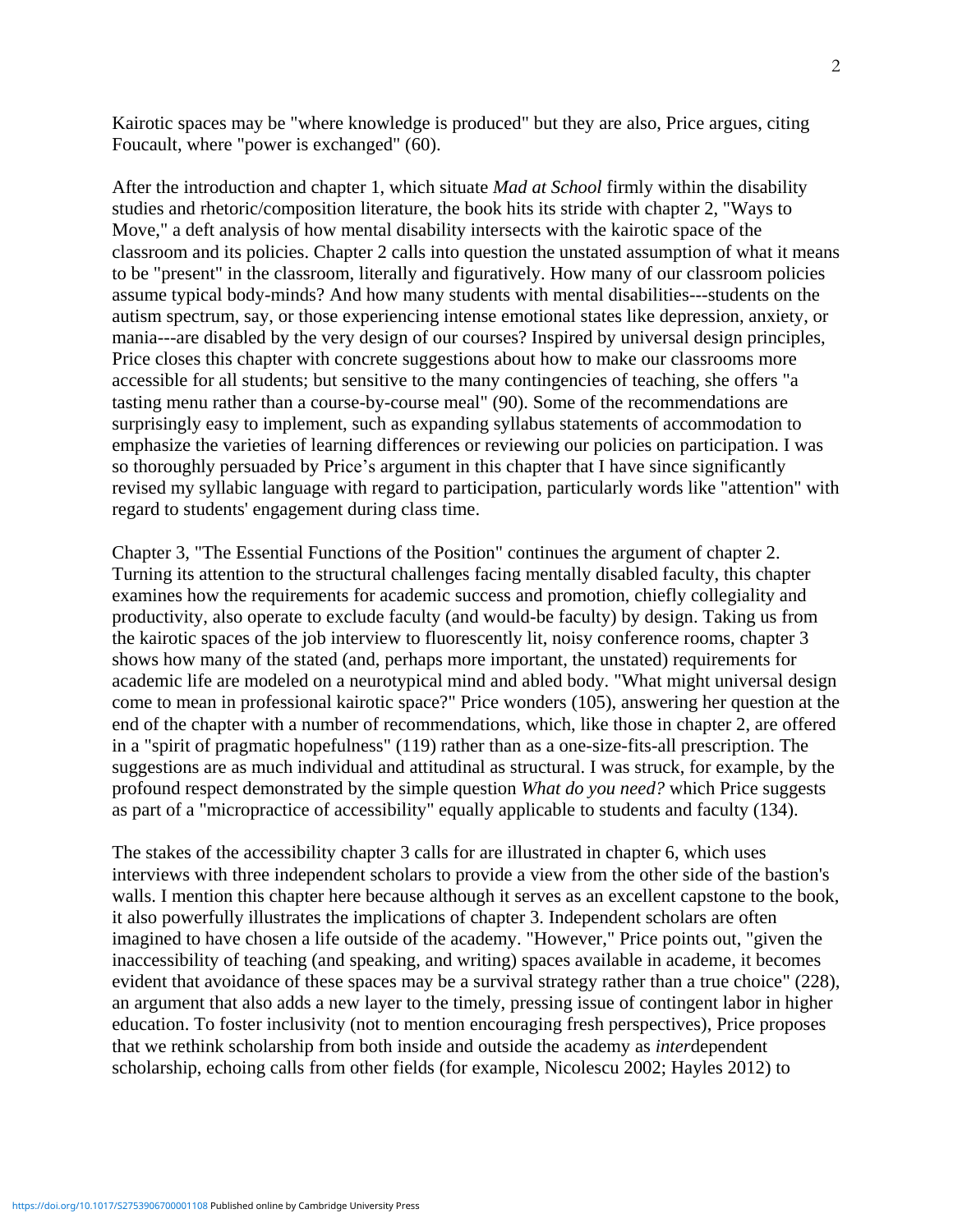Kairotic spaces may be "where knowledge is produced" but they are also, Price argues, citing Foucault, where "power is exchanged" (60).

After the introduction and chapter 1, which situate *Mad at School* firmly within the disability studies and rhetoric/composition literature, the book hits its stride with chapter 2, "Ways to Move," a deft analysis of how mental disability intersects with the kairotic space of the classroom and its policies. Chapter 2 calls into question the unstated assumption of what it means to be "present" in the classroom, literally and figuratively. How many of our classroom policies assume typical body-minds? And how many students with mental disabilities---students on the autism spectrum, say, or those experiencing intense emotional states like depression, anxiety, or mania---are disabled by the very design of our courses? Inspired by universal design principles, Price closes this chapter with concrete suggestions about how to make our classrooms more accessible for all students; but sensitive to the many contingencies of teaching, she offers "a tasting menu rather than a course-by-course meal" (90). Some of the recommendations are surprisingly easy to implement, such as expanding syllabus statements of accommodation to emphasize the varieties of learning differences or reviewing our policies on participation. I was so thoroughly persuaded by Price's argument in this chapter that I have since significantly revised my syllabic language with regard to participation, particularly words like "attention" with regard to students' engagement during class time.

Chapter 3, "The Essential Functions of the Position" continues the argument of chapter 2. Turning its attention to the structural challenges facing mentally disabled faculty, this chapter examines how the requirements for academic success and promotion, chiefly collegiality and productivity, also operate to exclude faculty (and would-be faculty) by design. Taking us from the kairotic spaces of the job interview to fluorescently lit, noisy conference rooms, chapter 3 shows how many of the stated (and, perhaps more important, the unstated) requirements for academic life are modeled on a neurotypical mind and abled body. "What might universal design come to mean in professional kairotic space?" Price wonders (105), answering her question at the end of the chapter with a number of recommendations, which, like those in chapter 2, are offered in a "spirit of pragmatic hopefulness" (119) rather than as a one-size-fits-all prescription. The suggestions are as much individual and attitudinal as structural. I was struck, for example, by the profound respect demonstrated by the simple question *What do you need?* which Price suggests as part of a "micropractice of accessibility" equally applicable to students and faculty (134).

The stakes of the accessibility chapter 3 calls for are illustrated in chapter 6, which uses interviews with three independent scholars to provide a view from the other side of the bastion's walls. I mention this chapter here because although it serves as an excellent capstone to the book, it also powerfully illustrates the implications of chapter 3. Independent scholars are often imagined to have chosen a life outside of the academy. "However," Price points out, "given the inaccessibility of teaching (and speaking, and writing) spaces available in academe, it becomes evident that avoidance of these spaces may be a survival strategy rather than a true choice" (228), an argument that also adds a new layer to the timely, pressing issue of contingent labor in higher education. To foster inclusivity (not to mention encouraging fresh perspectives), Price proposes that we rethink scholarship from both inside and outside the academy as *inter*dependent scholarship, echoing calls from other fields (for example, Nicolescu 2002; Hayles 2012) to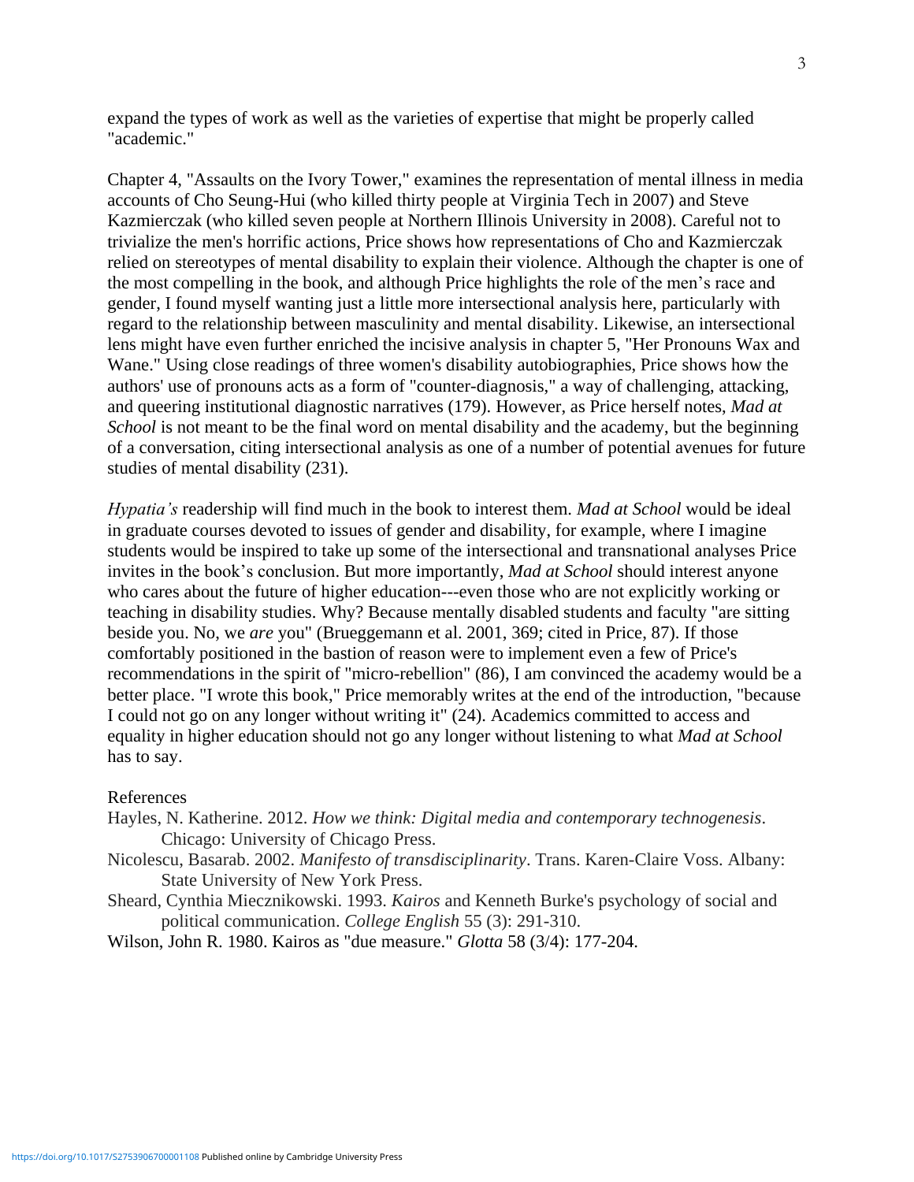expand the types of work as well as the varieties of expertise that might be properly called "academic."

Chapter 4, "Assaults on the Ivory Tower," examines the representation of mental illness in media accounts of Cho Seung-Hui (who killed thirty people at Virginia Tech in 2007) and Steve Kazmierczak (who killed seven people at Northern Illinois University in 2008). Careful not to trivialize the men's horrific actions, Price shows how representations of Cho and Kazmierczak relied on stereotypes of mental disability to explain their violence. Although the chapter is one of the most compelling in the book, and although Price highlights the role of the men's race and gender, I found myself wanting just a little more intersectional analysis here, particularly with regard to the relationship between masculinity and mental disability. Likewise, an intersectional lens might have even further enriched the incisive analysis in chapter 5, "Her Pronouns Wax and Wane." Using close readings of three women's disability autobiographies, Price shows how the authors' use of pronouns acts as a form of "counter-diagnosis," a way of challenging, attacking, and queering institutional diagnostic narratives (179). However, as Price herself notes, *Mad at School* is not meant to be the final word on mental disability and the academy, but the beginning of a conversation, citing intersectional analysis as one of a number of potential avenues for future studies of mental disability (231).

*Hypatia's* readership will find much in the book to interest them. *Mad at School* would be ideal in graduate courses devoted to issues of gender and disability, for example, where I imagine students would be inspired to take up some of the intersectional and transnational analyses Price invites in the book's conclusion. But more importantly, *Mad at School* should interest anyone who cares about the future of higher education---even those who are not explicitly working or teaching in disability studies. Why? Because mentally disabled students and faculty "are sitting beside you. No, we *are* you" (Brueggemann et al. 2001, 369; cited in Price, 87). If those comfortably positioned in the bastion of reason were to implement even a few of Price's recommendations in the spirit of "micro-rebellion" (86), I am convinced the academy would be a better place. "I wrote this book," Price memorably writes at the end of the introduction, "because I could not go on any longer without writing it" (24). Academics committed to access and equality in higher education should not go any longer without listening to what *Mad at School* has to say.

References

Hayles, N. Katherine. 2012. *How we think: Digital media and contemporary technogenesis*. Chicago: University of Chicago Press.

Nicolescu, Basarab. 2002. *Manifesto of transdisciplinarity*. Trans. Karen-Claire Voss. Albany: State University of New York Press.

Sheard, Cynthia Miecznikowski. 1993. *Kairos* and Kenneth Burke's psychology of social and political communication. *College English* 55 (3): 291-310.

Wilson, John R. 1980. Kairos as "due measure." *Glotta* 58 (3/4): 177-204.